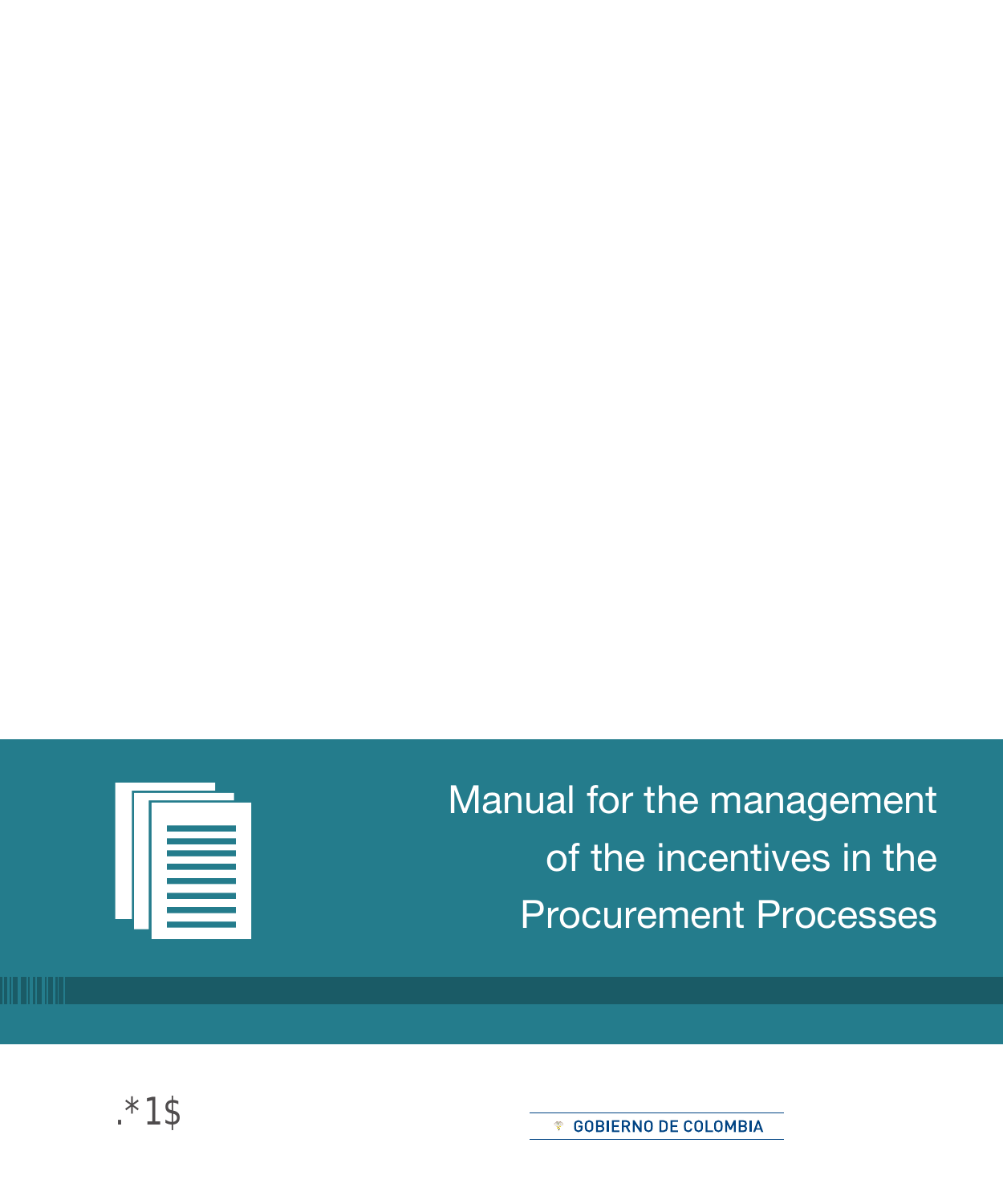# Manual for the management of the incentives in the Procurement Processes

.*1$

GOBIERNO DE COLOMBIA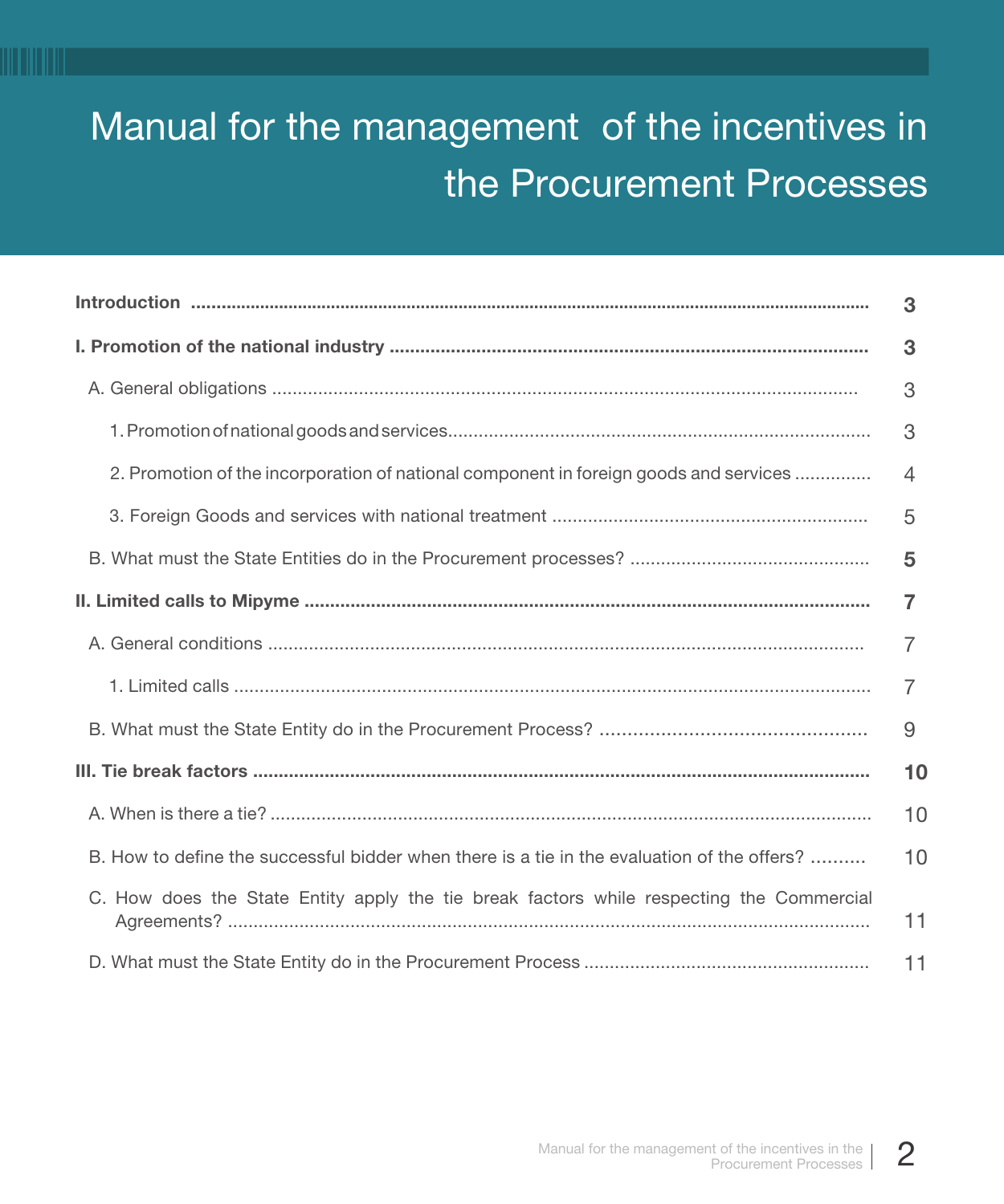# Manual for the management of the incentives in the Procurement Processes

**Introduction** ........................................................................................................................ **3**

**I. Promotion of the national industry** ........................................................................................ **3**

A. General obligations ........................................................................................................ 3

1. Promotion of national goods and services........................................................................ 3

2. Promotion of the incorporation of national component in foreign goods and services .............. 4

3. Foreign Goods and services with national treatment .......................................................... 5

B. What must the State Entities do in the Procurement processes? ............................................ **5**

**II. Limited calls to Mipyme** ........................................................................................................ **7**

A. General conditions ........................................................................................................ 7

1. Limited calls ............................................................................................................... 7

B. What must the State Entity do in the Procurement Process? ................................................ 9

**III. Tie break factors** ................................................................................................................ **10**

A. When is there a tie? ...................................................................................................... 10

B. How to define the successful bidder when there is a tie in the evaluation of the offers? .......... 10

C. How does the State Entity apply the tie break factors while respecting the Commercial Agreements? ................................................................................................................... 11

D. What must the State Entity do in the Procurement Process ................................................... 11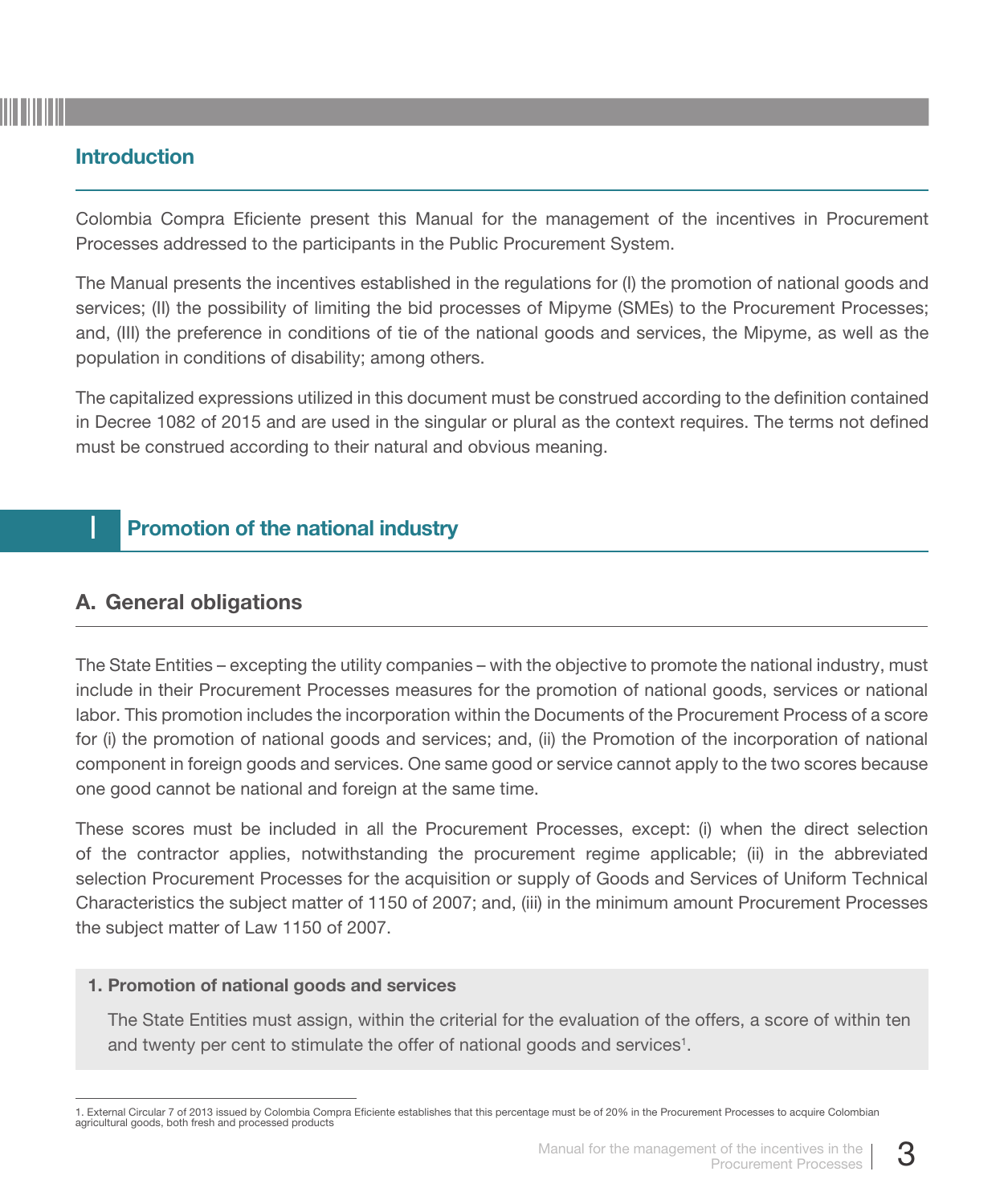## Introduction

Colombia Compra Eficiente present this Manual for the management of the incentives in Procurement Processes addressed to the participants in the Public Procurement System.

The Manual presents the incentives established in the regulations for (I) the promotion of national goods and services; (II) the possibility of limiting the bid processes of Mipyme (SMEs) to the Procurement Processes; and, (III) the preference in conditions of tie of the national goods and services, the Mipyme, as well as the population in conditions of disability; among others.

The capitalized expressions utilized in this document must be construed according to the definition contained in Decree 1082 of 2015 and are used in the singular or plural as the context requires. The terms not defined must be construed according to their natural and obvious meaning.

# I Promotion of the national industry

## A. General obligations

The State Entities – excepting the utility companies – with the objective to promote the national industry, must include in their Procurement Processes measures for the promotion of national goods, services or national labor. This promotion includes the incorporation within the Documents of the Procurement Process of a score for (i) the promotion of national goods and services; and, (ii) the Promotion of the incorporation of national component in foreign goods and services. One same good or service cannot apply to the two scores because one good cannot be national and foreign at the same time.

These scores must be included in all the Procurement Processes, except: (i) when the direct selection of the contractor applies, notwithstanding the procurement regime applicable; (ii) in the abbreviated selection Procurement Processes for the acquisition or supply of Goods and Services of Uniform Technical Characteristics the subject matter of 1150 of 2007; and, (iii) in the minimum amount Procurement Processes the subject matter of Law 1150 of 2007.

**1. Promotion of national goods and services**

The State Entities must assign, within the criterial for the evaluation of the offers, a score of within ten and twenty per cent to stimulate the offer of national goods and services[1].

---

1. External Circular 7 of 2013 issued by Colombia Compra Eficiente establishes that this percentage must be of 20% in the Procurement Processes to acquire Colombian agricultural goods, both fresh and processed products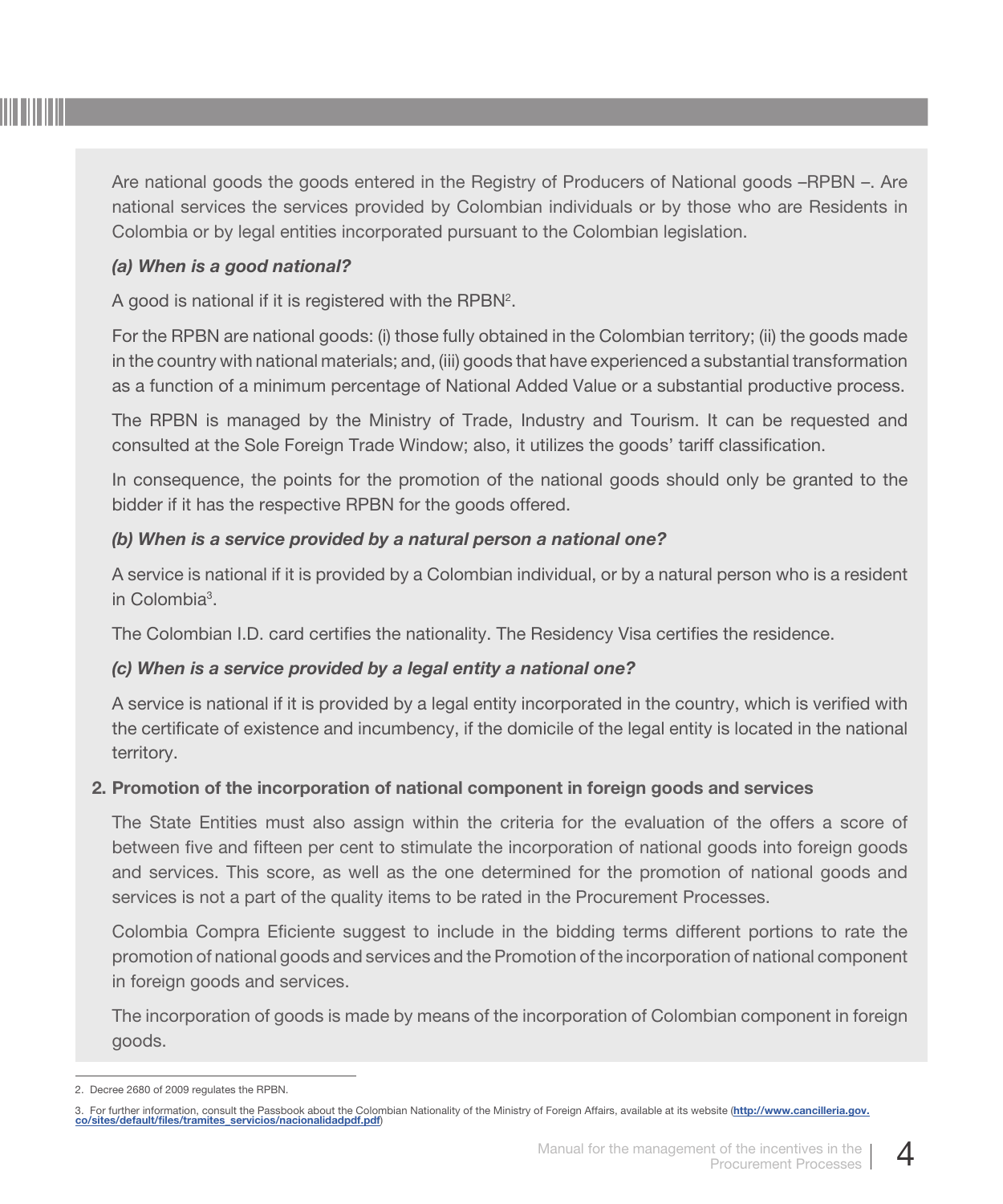Are national goods the goods entered in the Registry of Producers of National goods –RPBN –. Are national services the services provided by Colombian individuals or by those who are Residents in Colombia or by legal entities incorporated pursuant to the Colombian legislation.

***(a) When is a good national?***

A good is national if it is registered with the RPBN[2].

For the RPBN are national goods: (i) those fully obtained in the Colombian territory; (ii) the goods made in the country with national materials; and, (iii) goods that have experienced a substantial transformation as a function of a minimum percentage of National Added Value or a substantial productive process.

The RPBN is managed by the Ministry of Trade, Industry and Tourism. It can be requested and consulted at the Sole Foreign Trade Window; also, it utilizes the goods' tariff classification.

In consequence, the points for the promotion of the national goods should only be granted to the bidder if it has the respective RPBN for the goods offered.

***(b) When is a service provided by a natural person a national one?***

A service is national if it is provided by a Colombian individual, or by a natural person who is a resident in Colombia[3].

The Colombian I.D. card certifies the nationality. The Residency Visa certifies the residence.

***(c) When is a service provided by a legal entity a national one?***

A service is national if it is provided by a legal entity incorporated in the country, which is verified with the certificate of existence and incumbency, if the domicile of the legal entity is located in the national territory.

**2. Promotion of the incorporation of national component in foreign goods and services**

The State Entities must also assign within the criteria for the evaluation of the offers a score of between five and fifteen per cent to stimulate the incorporation of national goods into foreign goods and services. This score, as well as the one determined for the promotion of national goods and services is not a part of the quality items to be rated in the Procurement Processes.

Colombia Compra Eficiente suggest to include in the bidding terms different portions to rate the promotion of national goods and services and the Promotion of the incorporation of national component in foreign goods and services.

The incorporation of goods is made by means of the incorporation of Colombian component in foreign goods.

---

2. Decree 2680 of 2009 regulates the RPBN.

3. For further information, consult the Passbook about the Colombian Nationality of the Ministry of Foreign Affairs, available at its website (**http://www.cancilleria.gov.co/sites/default/files/tramites_servicios/nacionalidadpdf.pdf**)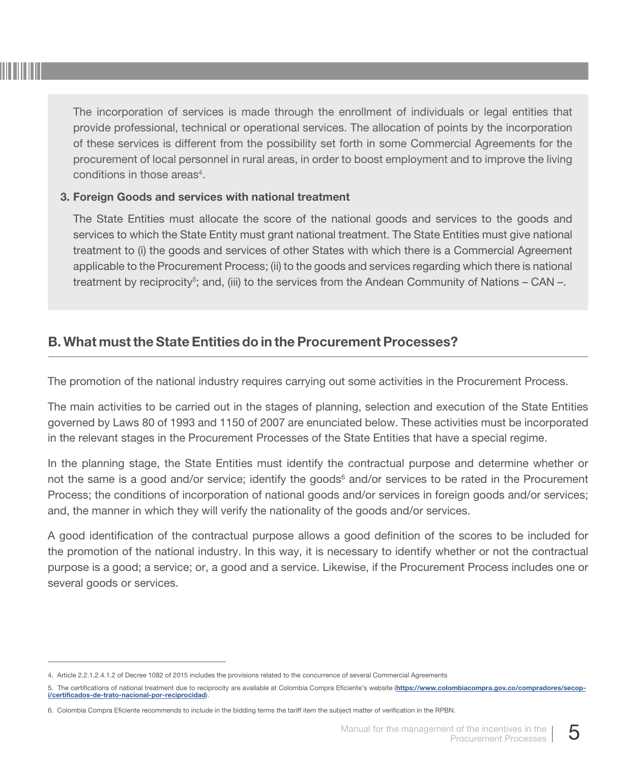The incorporation of services is made through the enrollment of individuals or legal entities that provide professional, technical or operational services. The allocation of points by the incorporation of these services is different from the possibility set forth in some Commercial Agreements for the procurement of local personnel in rural areas, in order to boost employment and to improve the living conditions in those areas[4].

**3. Foreign Goods and services with national treatment**

The State Entities must allocate the score of the national goods and services to the goods and services to which the State Entity must grant national treatment. The State Entities must give national treatment to (i) the goods and services of other States with which there is a Commercial Agreement applicable to the Procurement Process; (ii) to the goods and services regarding which there is national treatment by reciprocity[5]; and, (iii) to the services from the Andean Community of Nations – CAN –.

## B. What must the State Entities do in the Procurement Processes?

The promotion of the national industry requires carrying out some activities in the Procurement Process.

The main activities to be carried out in the stages of planning, selection and execution of the State Entities governed by Laws 80 of 1993 and 1150 of 2007 are enunciated below. These activities must be incorporated in the relevant stages in the Procurement Processes of the State Entities that have a special regime.

In the planning stage, the State Entities must identify the contractual purpose and determine whether or not the same is a good and/or service; identify the goods[6] and/or services to be rated in the Procurement Process; the conditions of incorporation of national goods and/or services in foreign goods and/or services; and, the manner in which they will verify the nationality of the goods and/or services.

A good identification of the contractual purpose allows a good definition of the scores to be included for the promotion of the national industry. In this way, it is necessary to identify whether or not the contractual purpose is a good; a service; or, a good and a service. Likewise, if the Procurement Process includes one or several goods or services.

---

4. Article 2.2.1.2.4.1.2 of Decree 1082 of 2015 includes the provisions related to the concurrence of several Commercial Agreements

5. The certifications of national treatment due to reciprocity are available at Colombia Compra Eficiente's website (**https://www.colombiacompra.gov.co/compradores/secop-i/certificados-de-trato-nacional-por-reciprocidad**).

6. Colombia Compra Eficiente recommends to include in the bidding terms the tariff item the subject matter of verification in the RPBN.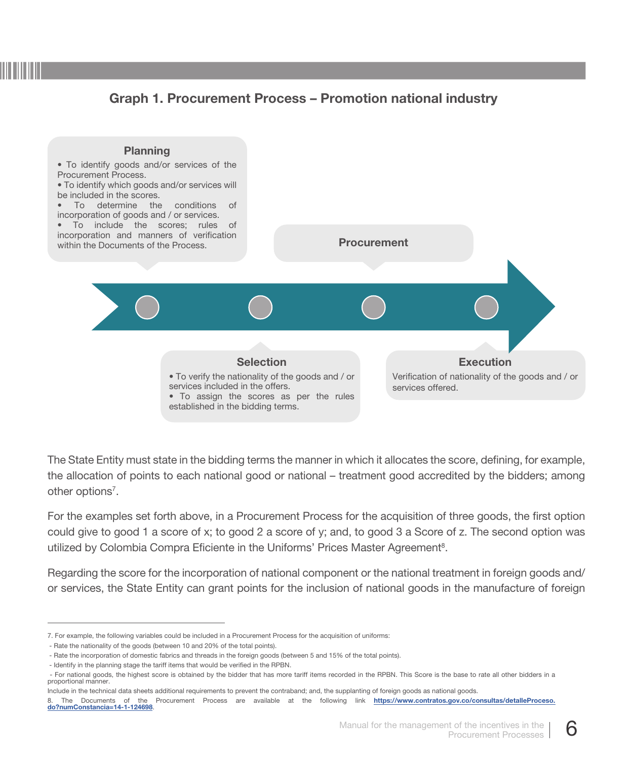### Graph 1. Procurement Process – Promotion national industry

**Planning**

- To identify goods and/or services of the Procurement Process.
- To identify which goods and/or services will be included in the scores.
- To determine the conditions of incorporation of goods and / or services.
- To include the scores; rules of incorporation and manners of verification within the Documents of the Process.

**Procurement**

**Selection**

- To verify the nationality of the goods and / or services included in the offers.
- To assign the scores as per the rules established in the bidding terms.

**Execution**

Verification of nationality of the goods and / or services offered.

The State Entity must state in the bidding terms the manner in which it allocates the score, defining, for example, the allocation of points to each national good or national – treatment good accredited by the bidders; among other options[7].

For the examples set forth above, in a Procurement Process for the acquisition of three goods, the first option could give to good 1 a score of x; to good 2 a score of y; and, to good 3 a Score of z. The second option was utilized by Colombia Compra Eficiente in the Uniforms' Prices Master Agreement[8].

Regarding the score for the incorporation of national component or the national treatment in foreign goods and/ or services, the State Entity can grant points for the inclusion of national goods in the manufacture of foreign

---

7. For example, the following variables could be included in a Procurement Process for the acquisition of uniforms:
- Rate the nationality of the goods (between 10 and 20% of the total points).
- Rate the incorporation of domestic fabrics and threads in the foreign goods (between 5 and 15% of the total points).
- Identify in the planning stage the tariff items that would be verified in the RPBN.
- For national goods, the highest score is obtained by the bidder that has more tariff items recorded in the RPBN. This Score is the base to rate all other bidders in a proportional manner.

Include in the technical data sheets additional requirements to prevent the contraband; and, the supplanting of foreign goods as national goods.

8. The Documents of the Procurement Process are available at the following link **https://www.contratos.gov.co/consultas/detalleProceso.do?numConstancia=14-1-124698**.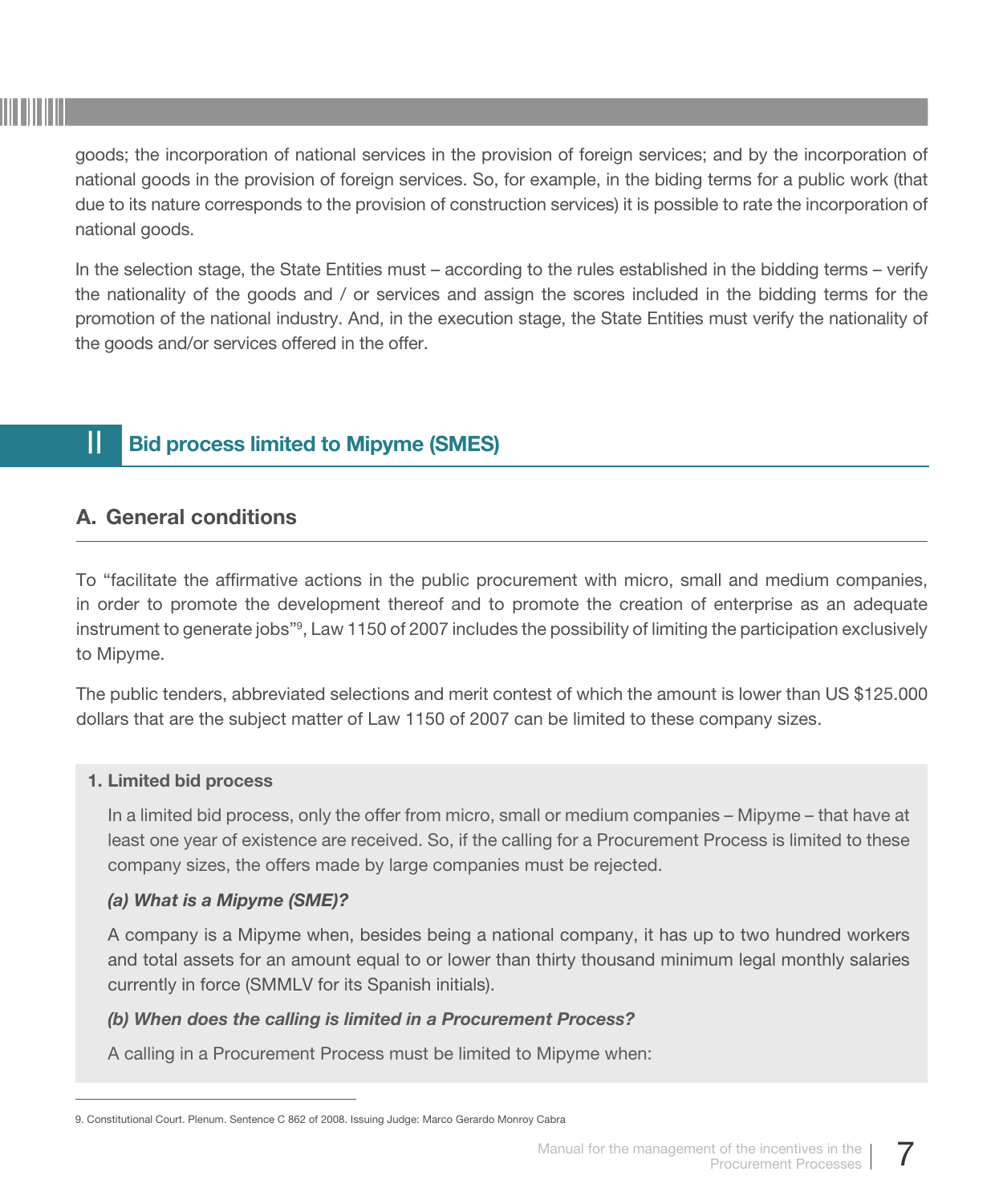goods; the incorporation of national services in the provision of foreign services; and by the incorporation of national goods in the provision of foreign services. So, for example, in the biding terms for a public work (that due to its nature corresponds to the provision of construction services) it is possible to rate the incorporation of national goods.

In the selection stage, the State Entities must – according to the rules established in the bidding terms – verify the nationality of the goods and / or services and assign the scores included in the bidding terms for the promotion of the national industry. And, in the execution stage, the State Entities must verify the nationality of the goods and/or services offered in the offer.

## II Bid process limited to Mipyme (SMES)

### A. General conditions

To "facilitate the affirmative actions in the public procurement with micro, small and medium companies, in order to promote the development thereof and to promote the creation of enterprise as an adequate instrument to generate jobs"[9], Law 1150 of 2007 includes the possibility of limiting the participation exclusively to Mipyme.

The public tenders, abbreviated selections and merit contest of which the amount is lower than US $125.000 dollars that are the subject matter of Law 1150 of 2007 can be limited to these company sizes.

**1. Limited bid process**

In a limited bid process, only the offer from micro, small or medium companies – Mipyme – that have at least one year of existence are received. So, if the calling for a Procurement Process is limited to these company sizes, the offers made by large companies must be rejected.

***(a) What is a Mipyme (SME)?***

A company is a Mipyme when, besides being a national company, it has up to two hundred workers and total assets for an amount equal to or lower than thirty thousand minimum legal monthly salaries currently in force (SMMLV for its Spanish initials).

***(b) When does the calling is limited in a Procurement Process?***

A calling in a Procurement Process must be limited to Mipyme when:

---

9. Constitutional Court. Plenum. Sentence C 862 of 2008. Issuing Judge: Marco Gerardo Monroy Cabra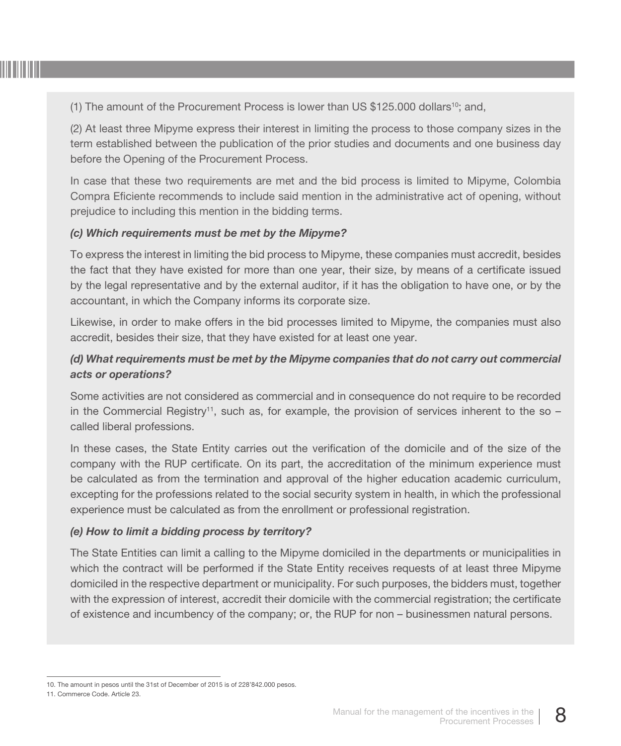(1) The amount of the Procurement Process is lower than US $125.000 dollars[10]; and,

(2) At least three Mipyme express their interest in limiting the process to those company sizes in the term established between the publication of the prior studies and documents and one business day before the Opening of the Procurement Process.

In case that these two requirements are met and the bid process is limited to Mipyme, Colombia Compra Eficiente recommends to include said mention in the administrative act of opening, without prejudice to including this mention in the bidding terms.

***(c) Which requirements must be met by the Mipyme?***

To express the interest in limiting the bid process to Mipyme, these companies must accredit, besides the fact that they have existed for more than one year, their size, by means of a certificate issued by the legal representative and by the external auditor, if it has the obligation to have one, or by the accountant, in which the Company informs its corporate size.

Likewise, in order to make offers in the bid processes limited to Mipyme, the companies must also accredit, besides their size, that they have existed for at least one year.

***(d) What requirements must be met by the Mipyme companies that do not carry out commercial acts or operations?***

Some activities are not considered as commercial and in consequence do not require to be recorded in the Commercial Registry[11], such as, for example, the provision of services inherent to the so – called liberal professions.

In these cases, the State Entity carries out the verification of the domicile and of the size of the company with the RUP certificate. On its part, the accreditation of the minimum experience must be calculated as from the termination and approval of the higher education academic curriculum, excepting for the professions related to the social security system in health, in which the professional experience must be calculated as from the enrollment or professional registration.

***(e) How to limit a bidding process by territory?***

The State Entities can limit a calling to the Mipyme domiciled in the departments or municipalities in which the contract will be performed if the State Entity receives requests of at least three Mipyme domiciled in the respective department or municipality. For such purposes, the bidders must, together with the expression of interest, accredit their domicile with the commercial registration; the certificate of existence and incumbency of the company; or, the RUP for non – businessmen natural persons.

---

10. The amount in pesos until the 31st of December of 2015 is of 228'842.000 pesos.

11. Commerce Code. Article 23.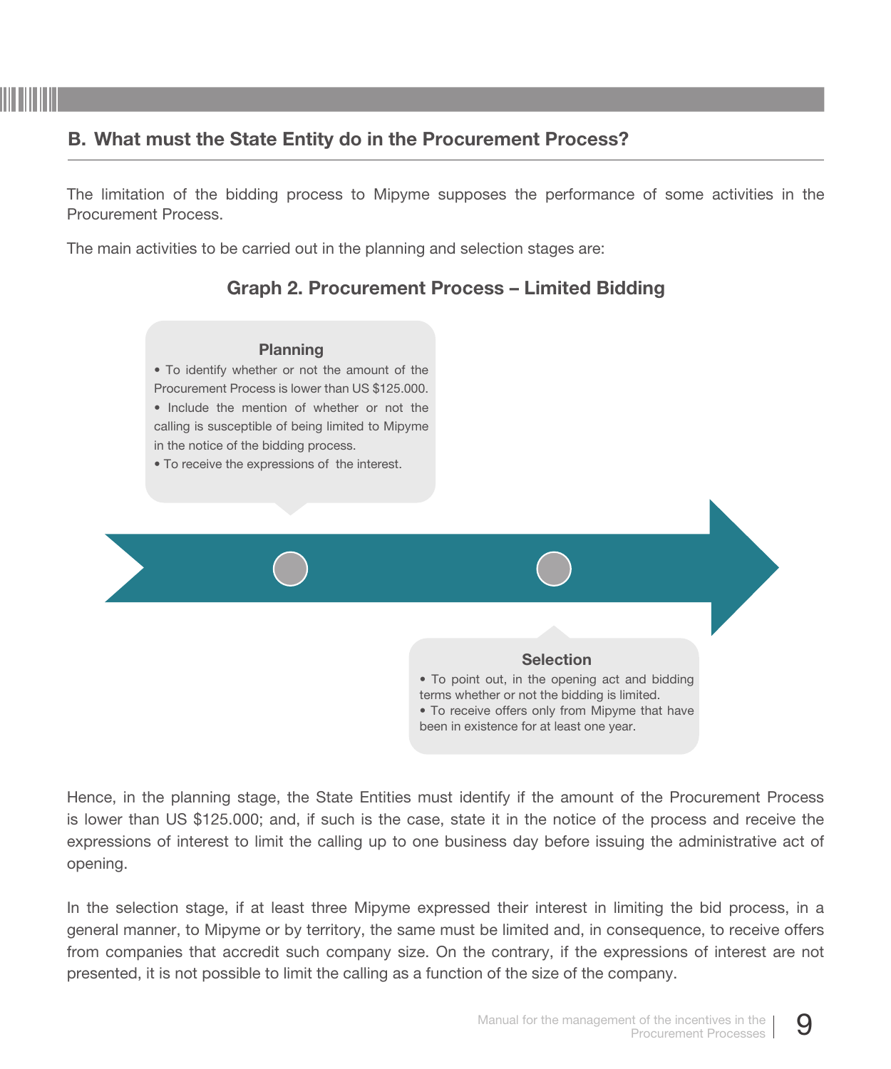## B. What must the State Entity do in the Procurement Process?

The limitation of the bidding process to Mipyme supposes the performance of some activities in the Procurement Process.

The main activities to be carried out in the planning and selection stages are:

**Graph 2. Procurement Process – Limited Bidding**

**Planning**

- To identify whether or not the amount of the Procurement Process is lower than US $125.000.
- Include the mention of whether or not the calling is susceptible of being limited to Mipyme in the notice of the bidding process.
- To receive the expressions of the interest.

**Selection**

- To point out, in the opening act and bidding terms whether or not the bidding is limited.
- To receive offers only from Mipyme that have been in existence for at least one year.

Hence, in the planning stage, the State Entities must identify if the amount of the Procurement Process is lower than US $125.000; and, if such is the case, state it in the notice of the process and receive the expressions of interest to limit the calling up to one business day before issuing the administrative act of opening.

In the selection stage, if at least three Mipyme expressed their interest in limiting the bid process, in a general manner, to Mipyme or by territory, the same must be limited and, in consequence, to receive offers from companies that accredit such company size. On the contrary, if the expressions of interest are not presented, it is not possible to limit the calling as a function of the size of the company.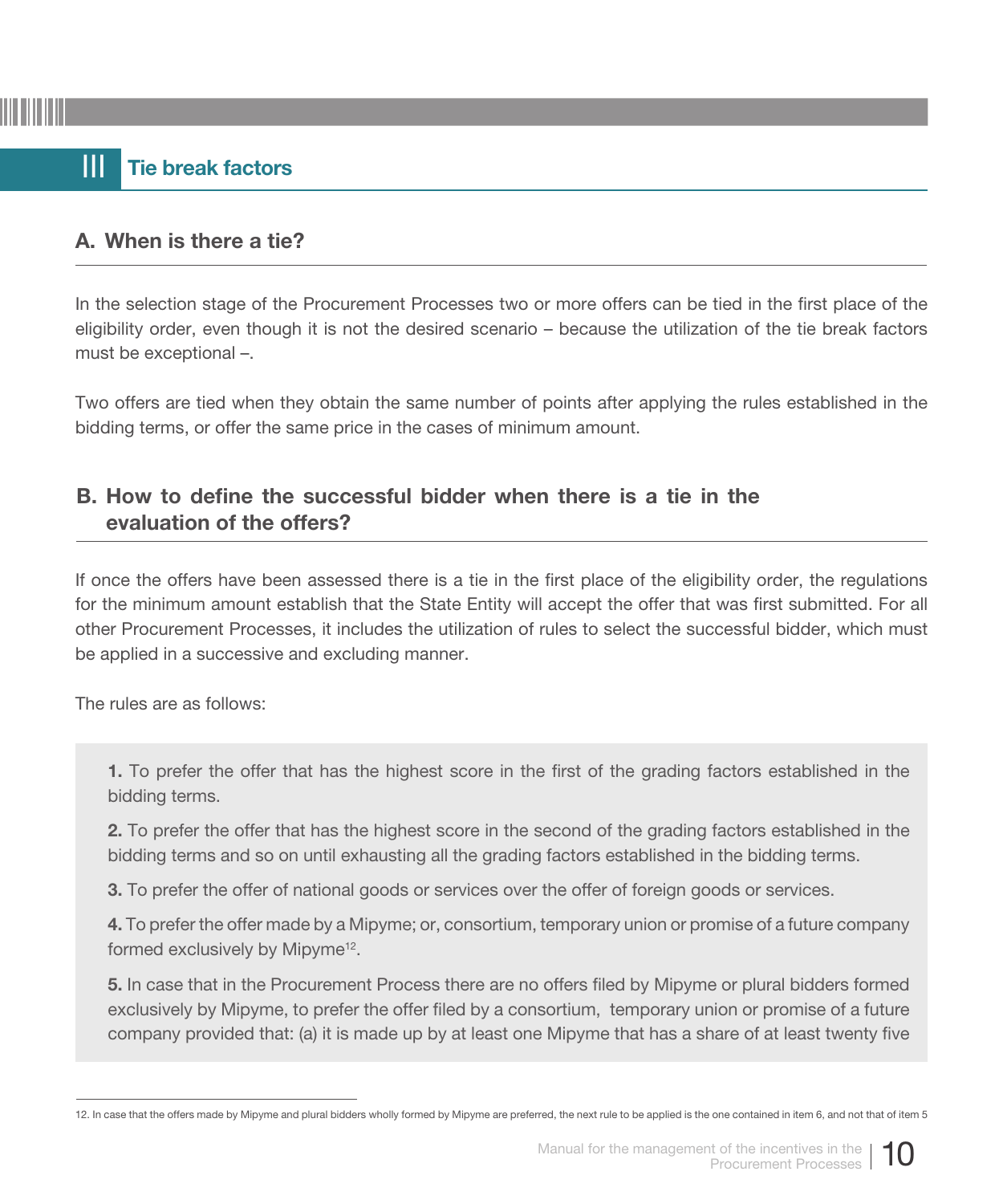## III Tie break factors

### A. When is there a tie?

In the selection stage of the Procurement Processes two or more offers can be tied in the first place of the eligibility order, even though it is not the desired scenario – because the utilization of the tie break factors must be exceptional –.

Two offers are tied when they obtain the same number of points after applying the rules established in the bidding terms, or offer the same price in the cases of minimum amount.

### B. How to define the successful bidder when there is a tie in the evaluation of the offers?

If once the offers have been assessed there is a tie in the first place of the eligibility order, the regulations for the minimum amount establish that the State Entity will accept the offer that was first submitted. For all other Procurement Processes, it includes the utilization of rules to select the successful bidder, which must be applied in a successive and excluding manner.

The rules are as follows:

**1.** To prefer the offer that has the highest score in the first of the grading factors established in the bidding terms.

**2.** To prefer the offer that has the highest score in the second of the grading factors established in the bidding terms and so on until exhausting all the grading factors established in the bidding terms.

**3.** To prefer the offer of national goods or services over the offer of foreign goods or services.

**4.** To prefer the offer made by a Mipyme; or, consortium, temporary union or promise of a future company formed exclusively by Mipyme[12].

**5.** In case that in the Procurement Process there are no offers filed by Mipyme or plural bidders formed exclusively by Mipyme, to prefer the offer filed by a consortium, temporary union or promise of a future company provided that: (a) it is made up by at least one Mipyme that has a share of at least twenty five

12. In case that the offers made by Mipyme and plural bidders wholly formed by Mipyme are preferred, the next rule to be applied is the one contained in item 6, and not that of item 5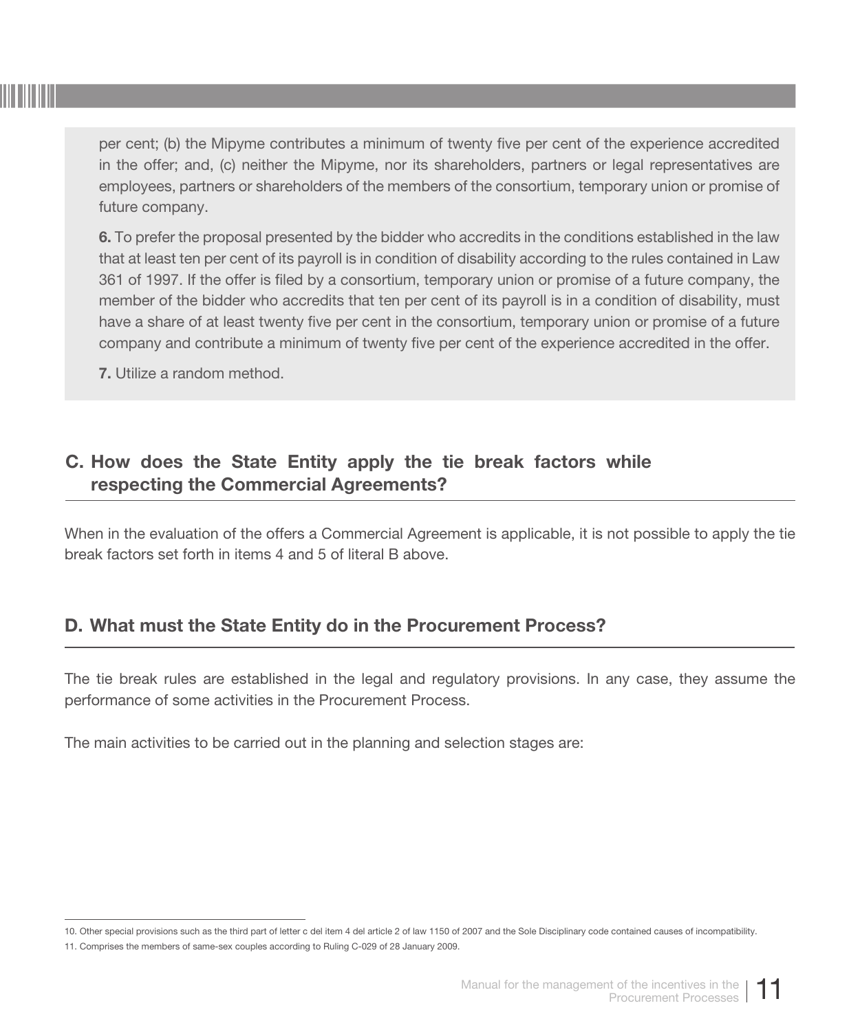per cent; (b) the Mipyme contributes a minimum of twenty five per cent of the experience accredited in the offer; and, (c) neither the Mipyme, nor its shareholders, partners or legal representatives are employees, partners or shareholders of the members of the consortium, temporary union or promise of future company.

**6.** To prefer the proposal presented by the bidder who accredits in the conditions established in the law that at least ten per cent of its payroll is in condition of disability according to the rules contained in Law 361 of 1997. If the offer is filed by a consortium, temporary union or promise of a future company, the member of the bidder who accredits that ten per cent of its payroll is in a condition of disability, must have a share of at least twenty five per cent in the consortium, temporary union or promise of a future company and contribute a minimum of twenty five per cent of the experience accredited in the offer.

**7.** Utilize a random method.

## C. How does the State Entity apply the tie break factors while respecting the Commercial Agreements?

When in the evaluation of the offers a Commercial Agreement is applicable, it is not possible to apply the tie break factors set forth in items 4 and 5 of literal B above.

## D. What must the State Entity do in the Procurement Process?

The tie break rules are established in the legal and regulatory provisions. In any case, they assume the performance of some activities in the Procurement Process.

The main activities to be carried out in the planning and selection stages are:

10. Other special provisions such as the third part of letter c del item 4 del article 2 of law 1150 of 2007 and the Sole Disciplinary code contained causes of incompatibility.

11. Comprises the members of same-sex couples according to Ruling C-029 of 28 January 2009.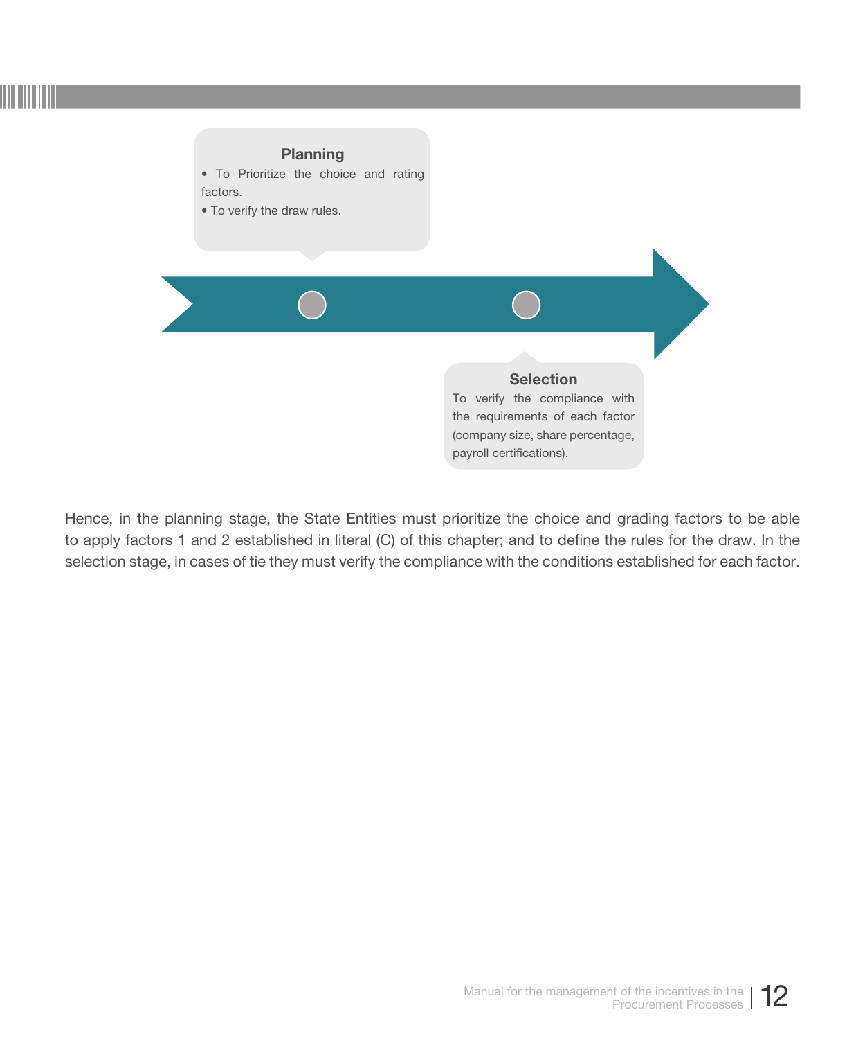**Planning**

- To Prioritize the choice and rating factors.
- To verify the draw rules.

**Selection**

To verify the compliance with the requirements of each factor (company size, share percentage, payroll certifications).

Hence, in the planning stage, the State Entities must prioritize the choice and grading factors to be able to apply factors 1 and 2 established in literal (C) of this chapter; and to define the rules for the draw. In the selection stage, in cases of tie they must verify the compliance with the conditions established for each factor.